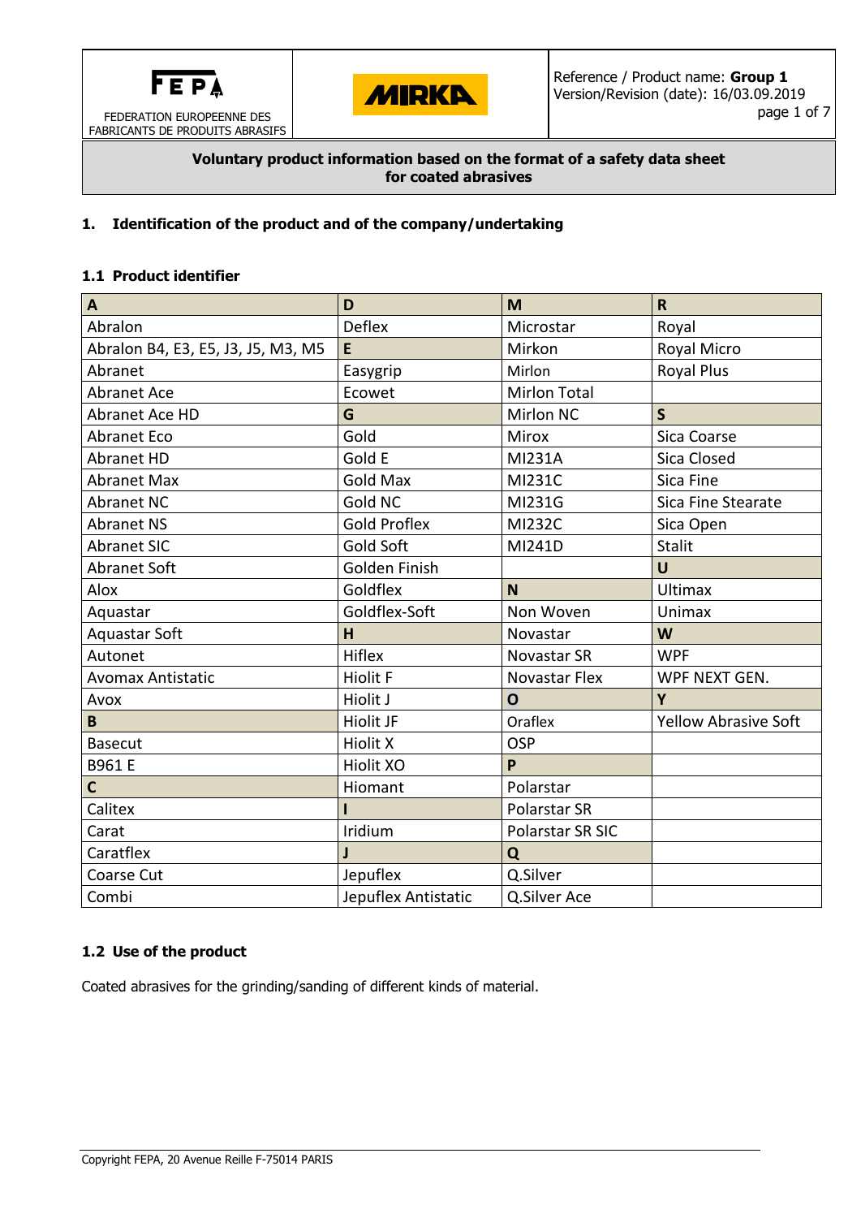FEPA

FEDERATION EUROPEENNE DES FABRICANTS DE PRODUITS ABRASIFS

MIRKA

Reference / Product name: **Group 1**
Version/Revision (date): 16/03.09.2019

**Voluntary product information based on the format of a safety data sheet for coated abrasives**

## 1. Identification of the product and of the company/undertaking

### 1.1 Product identifier

| A | D | M | R |
|---|---|---|---|
| Abralon | Deflex | Microstar | Royal |
| Abralon B4, E3, E5, J3, J5, M3, M5 | **E** | Mirkon | Royal Micro |
| Abranet | Easygrip | Mirlon | Royal Plus |
| Abranet Ace | Ecowet | Mirlon Total | |
| Abranet Ace HD | **G** | Mirlon NC | **S** |
| Abranet Eco | Gold | Mirox | Sica Coarse |
| Abranet HD | Gold E | MI231A | Sica Closed |
| Abranet Max | Gold Max | MI231C | Sica Fine |
| Abranet NC | Gold NC | MI231G | Sica Fine Stearate |
| Abranet NS | Gold Proflex | MI232C | Sica Open |
| Abranet SIC | Gold Soft | MI241D | Stalit |
| Abranet Soft | Golden Finish | | **U** |
| Alox | Goldflex | **N** | Ultimax |
| Aquastar | Goldflex-Soft | Non Woven | Unimax |
| Aquastar Soft | **H** | Novastar | **W** |
| Autonet | Hiflex | Novastar SR | WPF |
| Avomax Antistatic | Hiolit F | Novastar Flex | WPF NEXT GEN. |
| Avox | Hiolit J | **O** | **Y** |
| **B** | Hiolit JF | Oraflex | Yellow Abrasive Soft |
| Basecut | Hiolit X | OSP | |
| B961 E | Hiolit XO | **P** | |
| **C** | Hiomant | Polarstar | |
| Calitex | **I** | Polarstar SR | |
| Carat | Iridium | Polarstar SR SIC | |
| Caratflex | **J** | **Q** | |
| Coarse Cut | Jepuflex | Q.Silver | |
| Combi | Jepuflex Antistatic | Q.Silver Ace | |

### 1.2 Use of the product

Coated abrasives for the grinding/sanding of different kinds of material.

Copyright FEPA, 20 Avenue Reille F-75014 PARIS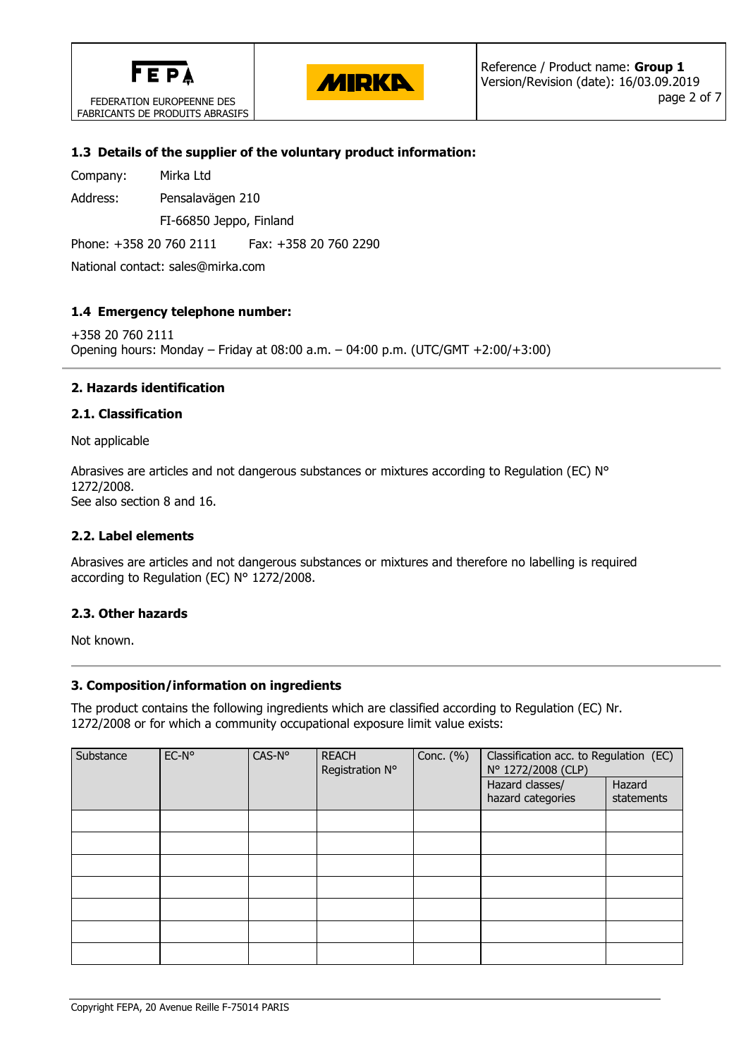### 1.3 Details of the supplier of the voluntary product information:

Company: Mirka Ltd

Address: Pensalavägen 210

FI-66850 Jeppo, Finland

Phone: +358 20 760 2111 Fax: +358 20 760 2290

National contact: sales@mirka.com

### 1.4 Emergency telephone number:

+358 20 760 2111
Opening hours: Monday – Friday at 08:00 a.m. – 04:00 p.m. (UTC/GMT +2:00/+3:00)

## 2. Hazards identification

### 2.1. Classification

Not applicable

Abrasives are articles and not dangerous substances or mixtures according to Regulation (EC) N° 1272/2008.
See also section 8 and 16.

### 2.2. Label elements

Abrasives are articles and not dangerous substances or mixtures and therefore no labelling is required according to Regulation (EC) N° 1272/2008.

### 2.3. Other hazards

Not known.

## 3. Composition/information on ingredients

The product contains the following ingredients which are classified according to Regulation (EC) Nr. 1272/2008 or for which a community occupational exposure limit value exists:

| Substance | EC-N° | CAS-N° | REACH Registration N° | Conc. (%) | Classification acc. to Regulation (EC) N° 1272/2008 (CLP) | |
|---|---|---|---|---|---|---|
| | | | | | Hazard classes/ hazard categories | Hazard statements |
| | | | | | | |
| | | | | | | |
| | | | | | | |
| | | | | | | |
| | | | | | | |
| | | | | | | |
| | | | | | | |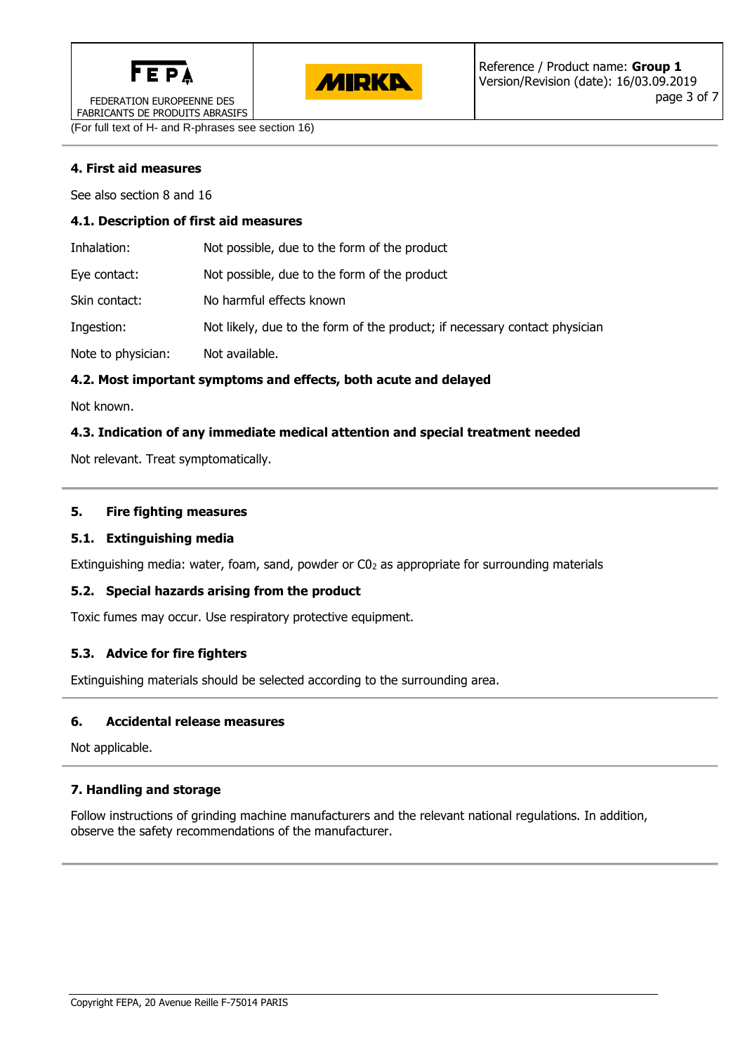(For full text of H- and R-phrases see section 16)

## 4. First aid measures

See also section 8 and 16

### 4.1. Description of first aid measures

| | |
|---|---|
| Inhalation: | Not possible, due to the form of the product |
| Eye contact: | Not possible, due to the form of the product |
| Skin contact: | No harmful effects known |
| Ingestion: | Not likely, due to the form of the product; if necessary contact physician |
| Note to physician: | Not available. |

### 4.2. Most important symptoms and effects, both acute and delayed

Not known.

### 4.3. Indication of any immediate medical attention and special treatment needed

Not relevant. Treat symptomatically.

## 5. Fire fighting measures

### 5.1. Extinguishing media

Extinguishing media: water, foam, sand, powder or $C0_2$ as appropriate for surrounding materials

### 5.2. Special hazards arising from the product

Toxic fumes may occur. Use respiratory protective equipment.

### 5.3. Advice for fire fighters

Extinguishing materials should be selected according to the surrounding area.

## 6. Accidental release measures

Not applicable.

## 7. Handling and storage

Follow instructions of grinding machine manufacturers and the relevant national regulations. In addition, observe the safety recommendations of the manufacturer.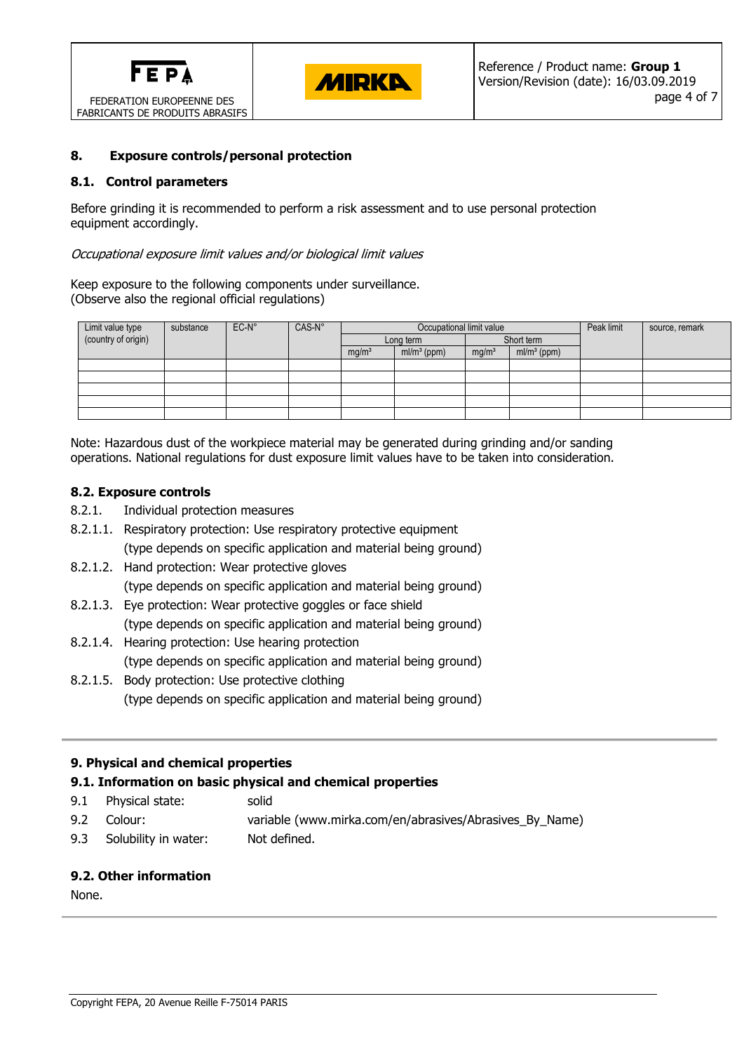## 8. Exposure controls/personal protection

### 8.1. Control parameters

Before grinding it is recommended to perform a risk assessment and to use personal protection equipment accordingly.

*Occupational exposure limit values and/or biological limit values*

Keep exposure to the following components under surveillance.
(Observe also the regional official regulations)

| Limit value type (country of origin) | substance | EC-N° | CAS-N° | Occupational limit value | | | | Peak limit | source, remark |
|---|---|---|---|---|---|---|---|---|---|
| | | | | Long term | | Short term | | | |
| | | | | mg/m³ | ml/m³ (ppm) | mg/m³ | ml/m³ (ppm) | | |
| | | | | | | | | | |
| | | | | | | | | | |
| | | | | | | | | | |
| | | | | | | | | | |
| | | | | | | | | | |

Note: Hazardous dust of the workpiece material may be generated during grinding and/or sanding operations. National regulations for dust exposure limit values have to be taken into consideration.

### 8.2. Exposure controls

8.2.1. Individual protection measures

8.2.1.1. Respiratory protection: Use respiratory protective equipment
(type depends on specific application and material being ground)

8.2.1.2. Hand protection: Wear protective gloves
(type depends on specific application and material being ground)

8.2.1.3. Eye protection: Wear protective goggles or face shield
(type depends on specific application and material being ground)

8.2.1.4. Hearing protection: Use hearing protection
(type depends on specific application and material being ground)

8.2.1.5. Body protection: Use protective clothing
(type depends on specific application and material being ground)

---

## 9. Physical and chemical properties

### 9.1. Information on basic physical and chemical properties

| | | |
|---|---|---|
| 9.1 | Physical state: | solid |
| 9.2 | Colour: | variable (www.mirka.com/en/abrasives/Abrasives_By_Name) |
| 9.3 | Solubility in water: | Not defined. |

### 9.2. Other information

None.

---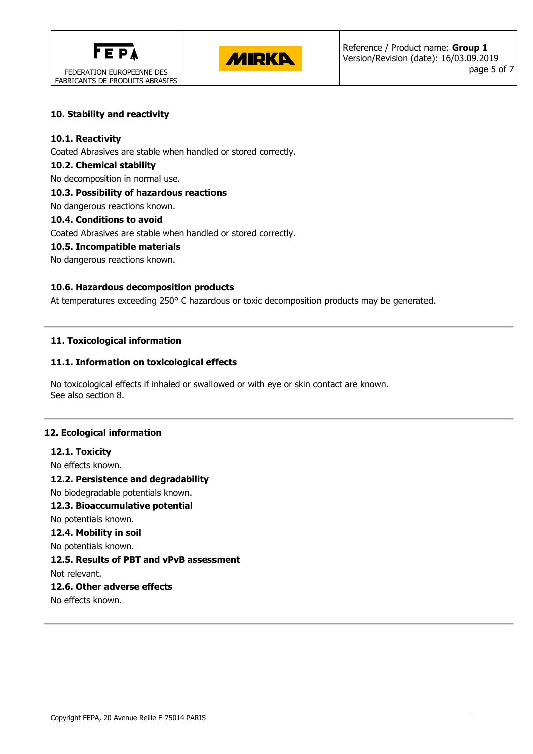## 10. Stability and reactivity

### 10.1. Reactivity

Coated Abrasives are stable when handled or stored correctly.

### 10.2. Chemical stability

No decomposition in normal use.

### 10.3. Possibility of hazardous reactions

No dangerous reactions known.

### 10.4. Conditions to avoid

Coated Abrasives are stable when handled or stored correctly.

### 10.5. Incompatible materials

No dangerous reactions known.

### 10.6. Hazardous decomposition products

At temperatures exceeding 250° C hazardous or toxic decomposition products may be generated.

---

## 11. Toxicological information

### 11.1. Information on toxicological effects

No toxicological effects if inhaled or swallowed or with eye or skin contact are known.
See also section 8.

---

## 12. Ecological information

### 12.1. Toxicity

No effects known.

### 12.2. Persistence and degradability

No biodegradable potentials known.

### 12.3. Bioaccumulative potential

No potentials known.

### 12.4. Mobility in soil

No potentials known.

### 12.5. Results of PBT and vPvB assessment

Not relevant.

### 12.6. Other adverse effects

No effects known.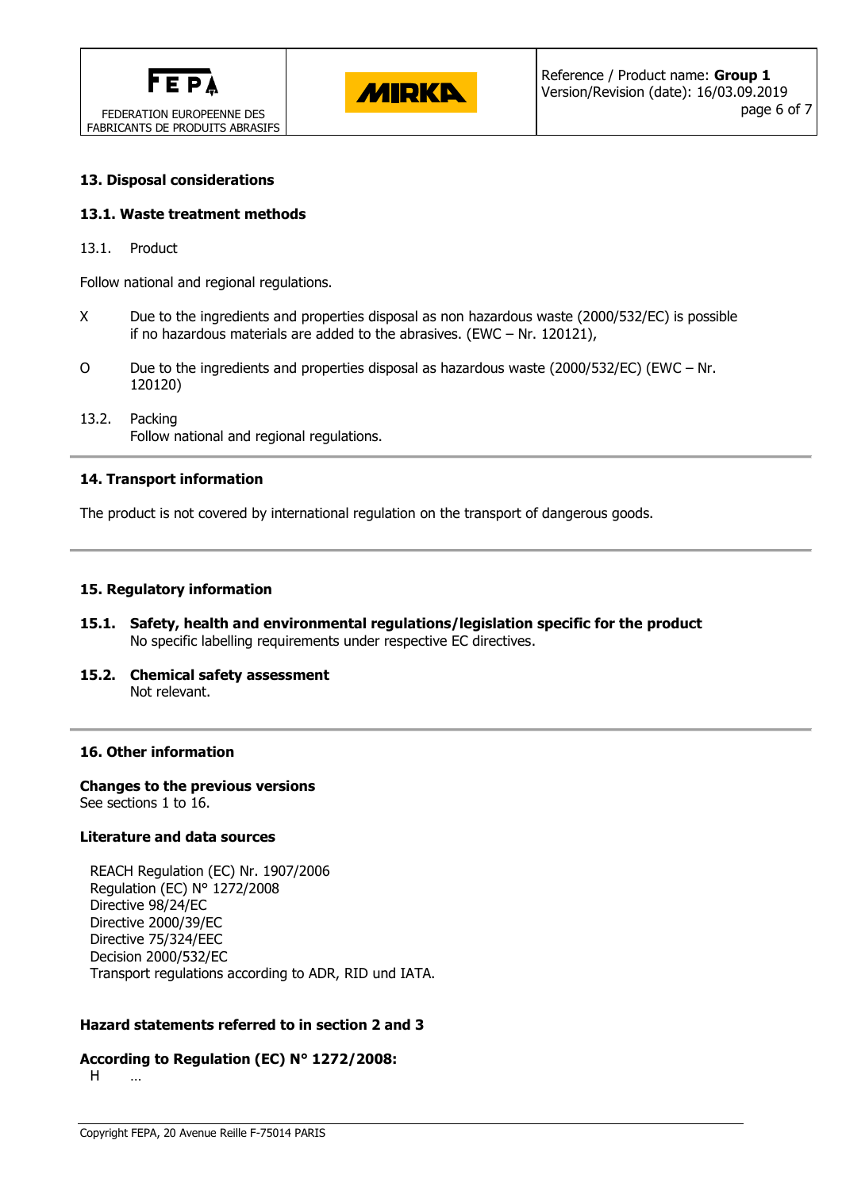## 13. Disposal considerations

### 13.1. Waste treatment methods

13.1. Product

Follow national and regional regulations.

X Due to the ingredients and properties disposal as non hazardous waste (2000/532/EC) is possible if no hazardous materials are added to the abrasives. (EWC – Nr. 120121),

O Due to the ingredients and properties disposal as hazardous waste (2000/532/EC) (EWC – Nr. 120120)

13.2. Packing
Follow national and regional regulations.

## 14. Transport information

The product is not covered by international regulation on the transport of dangerous goods.

## 15. Regulatory information

**15.1. Safety, health and environmental regulations/legislation specific for the product**
No specific labelling requirements under respective EC directives.

**15.2. Chemical safety assessment**
Not relevant.

## 16. Other information

**Changes to the previous versions**
See sections 1 to 16.

**Literature and data sources**

REACH Regulation (EC) Nr. 1907/2006
Regulation (EC) N° 1272/2008
Directive 98/24/EC
Directive 2000/39/EC
Directive 75/324/EEC
Decision 2000/532/EC
Transport regulations according to ADR, RID und IATA.

**Hazard statements referred to in section 2 and 3**

**According to Regulation (EC) N° 1272/2008:**
H …

Copyright FEPA, 20 Avenue Reille F-75014 PARIS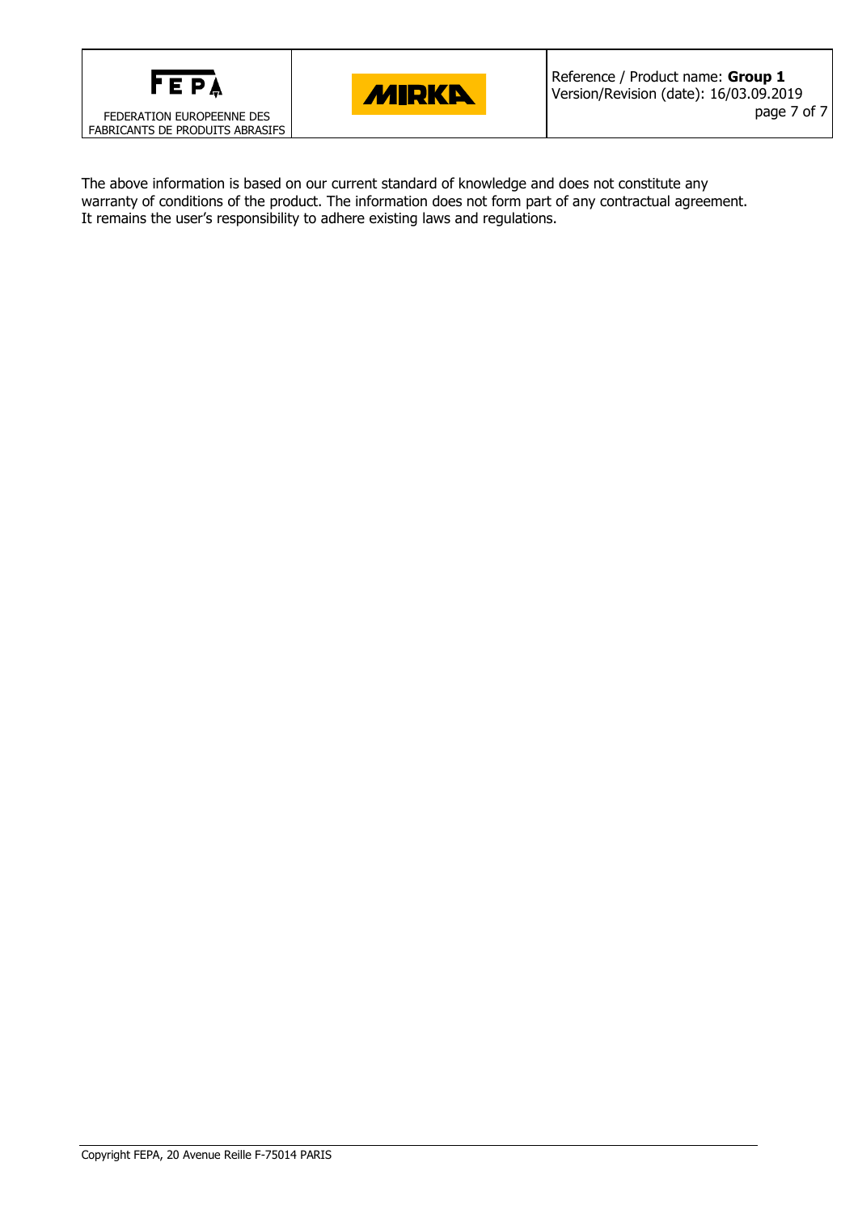The above information is based on our current standard of knowledge and does not constitute any warranty of conditions of the product. The information does not form part of any contractual agreement. It remains the user's responsibility to adhere existing laws and regulations.